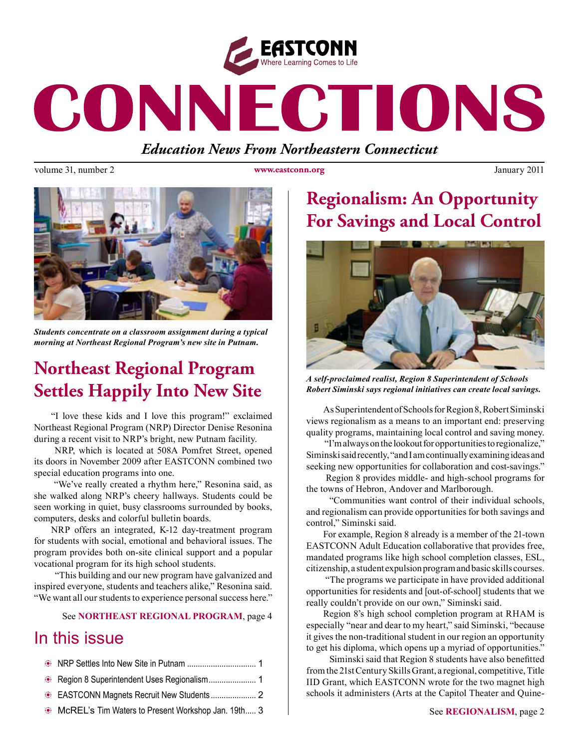EASTCONN
Where Learning Comes to Life

# CONNECTIONS

*Education News From Northeastern Connecticut*

volume 31, number 2 www.eastconn.org January 2011

*Students concentrate on a classroom assignment during a typical morning at Northeast Regional Program's new site in Putnam.*

## Northeast Regional Program Settles Happily Into New Site

"I love these kids and I love this program!" exclaimed Northeast Regional Program (NRP) Director Denise Resonina during a recent visit to NRP's bright, new Putnam facility.

NRP, which is located at 508A Pomfret Street, opened its doors in November 2009 after EASTCONN combined two special education programs into one.

"We've really created a rhythm here," Resonina said, as she walked along NRP's cheery hallways. Students could be seen working in quiet, busy classrooms surrounded by books, computers, desks and colorful bulletin boards.

NRP offers an integrated, K-12 day-treatment program for students with social, emotional and behavioral issues. The program provides both on-site clinical support and a popular vocational program for its high school students.

"This building and our new program have galvanized and inspired everyone, students and teachers alike," Resonina said. "We want all our students to experience personal success here."

See **NORTHEAST REGIONAL PROGRAM**, page 4

## In this issue

- NRP Settles Into New Site in Putnam ................................ 1
- Region 8 Superintendent Uses Regionalism...................... 1
- EASTCONN Magnets Recruit New Students..................... 2
- McREL's Tim Waters to Present Workshop Jan. 19th..... 3

## Regionalism: An Opportunity For Savings and Local Control

*A self-proclaimed realist, Region 8 Superintendent of Schools Robert Siminski says regional initiatives can create local savings.*

As Superintendent of Schools for Region 8, Robert Siminski views regionalism as a means to an important end: preserving quality programs, maintaining local control and saving money.

"I'm always on the lookout for opportunities to regionalize," Siminski said recently, "and I am continually examining ideas and seeking new opportunities for collaboration and cost-savings."

Region 8 provides middle- and high-school programs for the towns of Hebron, Andover and Marlborough.

"Communities want control of their individual schools, and regionalism can provide opportunities for both savings and control," Siminski said.

For example, Region 8 already is a member of the 21-town EASTCONN Adult Education collaborative that provides free, mandated programs like high school completion classes, ESL, citizenship, a student expulsion program and basic skills courses.

"The programs we participate in have provided additional opportunities for residents and [out-of-school] students that we really couldn't provide on our own," Siminski said.

Region 8's high school completion program at RHAM is especially "near and dear to my heart," said Siminski, "because it gives the non-traditional student in our region an opportunity to get his diploma, which opens up a myriad of opportunities."

Siminski said that Region 8 students have also benefitted from the 21st Century Skills Grant, a regional, competitive, Title IID Grant, which EASTCONN wrote for the two magnet high schools it administers (Arts at the Capitol Theater and Quine-

See **REGIONALISM**, page 2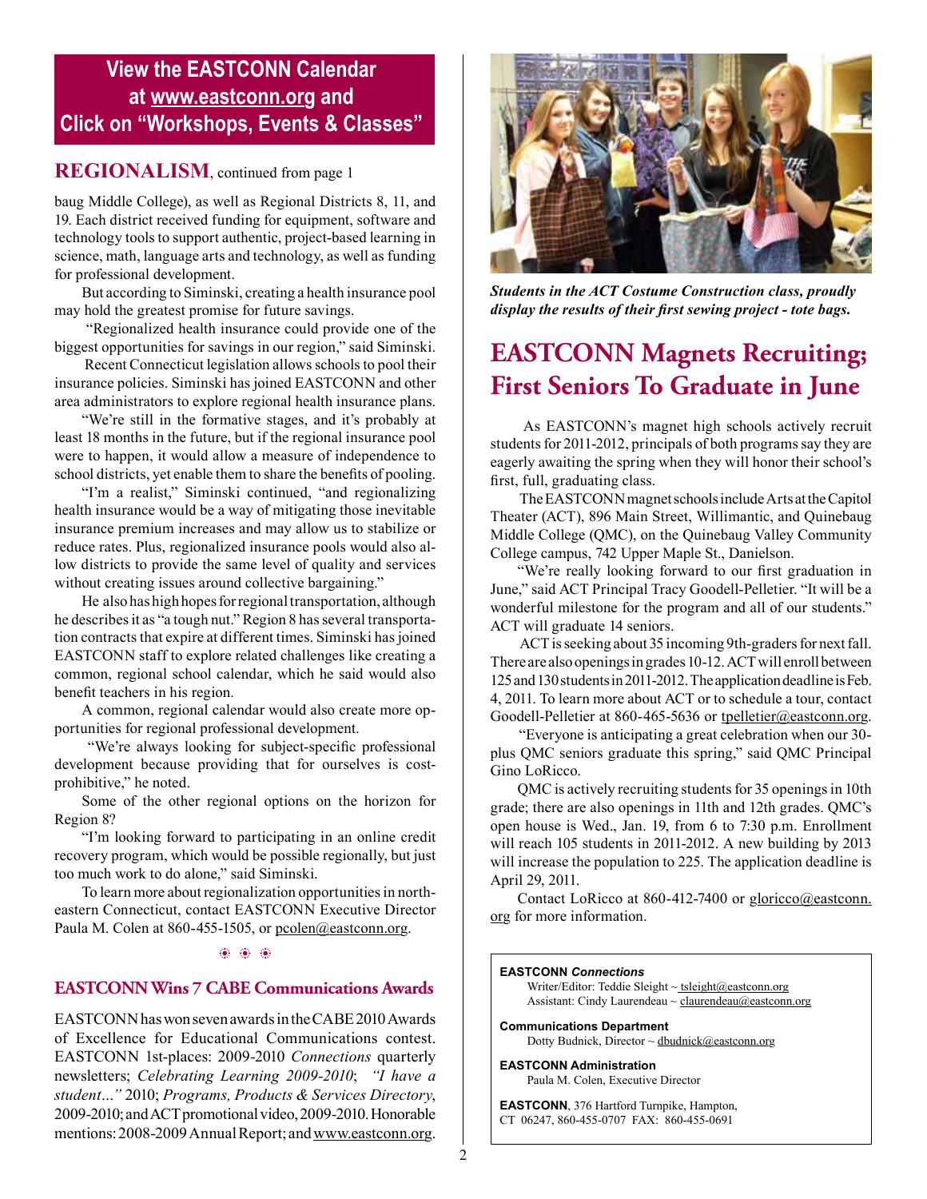**View the EASTCONN Calendar at www.eastconn.org and Click on "Workshops, Events & Classes"**

## REGIONALISM, continued from page 1

baug Middle College), as well as Regional Districts 8, 11, and 19. Each district received funding for equipment, software and technology tools to support authentic, project-based learning in science, math, language arts and technology, as well as funding for professional development.

But according to Siminski, creating a health insurance pool may hold the greatest promise for future savings.

"Regionalized health insurance could provide one of the biggest opportunities for savings in our region," said Siminski.

Recent Connecticut legislation allows schools to pool their insurance policies. Siminski has joined EASTCONN and other area administrators to explore regional health insurance plans.

"We're still in the formative stages, and it's probably at least 18 months in the future, but if the regional insurance pool were to happen, it would allow a measure of independence to school districts, yet enable them to share the benefits of pooling.

"I'm a realist," Siminski continued, "and regionalizing health insurance would be a way of mitigating those inevitable insurance premium increases and may allow us to stabilize or reduce rates. Plus, regionalized insurance pools would also allow districts to provide the same level of quality and services without creating issues around collective bargaining."

He also has high hopes for regional transportation, although he describes it as "a tough nut." Region 8 has several transportation contracts that expire at different times. Siminski has joined EASTCONN staff to explore related challenges like creating a common, regional school calendar, which he said would also benefit teachers in his region.

A common, regional calendar would also create more opportunities for regional professional development.

"We're always looking for subject-specific professional development because providing that for ourselves is cost-prohibitive," he noted.

Some of the other regional options on the horizon for Region 8?

"I'm looking forward to participating in an online credit recovery program, which would be possible regionally, but just too much work to do alone," said Siminski.

To learn more about regionalization opportunities in northeastern Connecticut, contact EASTCONN Executive Director Paula M. Colen at 860-455-1505, or pcolen@eastconn.org.

### EASTCONN Wins 7 CABE Communications Awards

EASTCONN has won seven awards in the CABE 2010 Awards of Excellence for Educational Communications contest. EASTCONN 1st-places: 2009-2010 *Connections* quarterly newsletters; *Celebrating Learning 2009-2010*; *"I have a student..."* 2010; *Programs, Products & Services Directory*, 2009-2010; and ACT promotional video, 2009-2010. Honorable mentions: 2008-2009 Annual Report; and www.eastconn.org.

***Students in the ACT Costume Construction class, proudly display the results of their first sewing project - tote bags.***

## EASTCONN Magnets Recruiting; First Seniors To Graduate in June

As EASTCONN's magnet high schools actively recruit students for 2011-2012, principals of both programs say they are eagerly awaiting the spring when they will honor their school's first, full, graduating class.

The EASTCONN magnet schools include Arts at the Capitol Theater (ACT), 896 Main Street, Willimantic, and Quinebaug Middle College (QMC), on the Quinebaug Valley Community College campus, 742 Upper Maple St., Danielson.

"We're really looking forward to our first graduation in June," said ACT Principal Tracy Goodell-Pelletier. "It will be a wonderful milestone for the program and all of our students." ACT will graduate 14 seniors.

ACT is seeking about 35 incoming 9th-graders for next fall. There are also openings in grades 10-12. ACT will enroll between 125 and 130 students in 2011-2012. The application deadline is Feb. 4, 2011. To learn more about ACT or to schedule a tour, contact Goodell-Pelletier at 860-465-5636 or tpelletier@eastconn.org.

"Everyone is anticipating a great celebration when our 30-plus QMC seniors graduate this spring," said QMC Principal Gino LoRicco.

QMC is actively recruiting students for 35 openings in 10th grade; there are also openings in 11th and 12th grades. QMC's open house is Wed., Jan. 19, from 6 to 7:30 p.m. Enrollment will reach 105 students in 2011-2012. A new building by 2013 will increase the population to 225. The application deadline is April 29, 2011.

Contact LoRicco at 860-412-7400 or gloricco@eastconn.org for more information.

**EASTCONN *Connections***
Writer/Editor: Teddie Sleight ~ tsleight@eastconn.org
Assistant: Cindy Laurendeau ~ claurendeau@eastconn.org

**Communications Department**
Dotty Budnick, Director ~ dbudnick@eastconn.org

**EASTCONN Administration**
Paula M. Colen, Executive Director

**EASTCONN**, 376 Hartford Turnpike, Hampton, CT 06247, 860-455-0707 FAX: 860-455-0691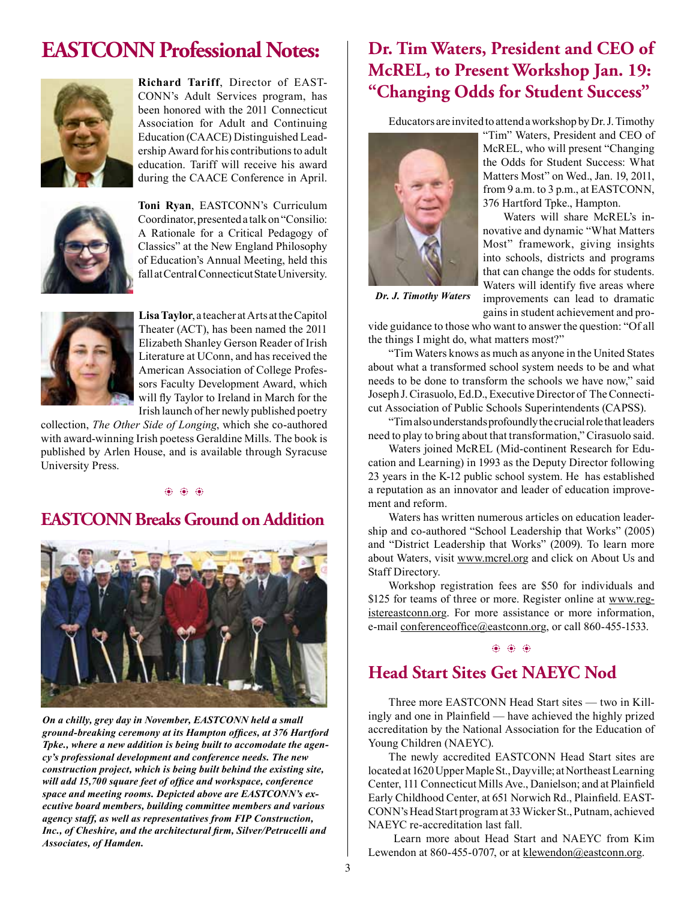# EASTCONN Professional Notes:

**Richard Tariff**, Director of EASTCONN's Adult Services program, has been honored with the 2011 Connecticut Association for Adult and Continuing Education (CAACE) Distinguished Leadership Award for his contributions to adult education. Tariff will receive his award during the CAACE Conference in April.

**Toni Ryan**, EASTCONN's Curriculum Coordinator, presented a talk on "Consilio: A Rationale for a Critical Pedagogy of Classics" at the New England Philosophy of Education's Annual Meeting, held this fall at Central Connecticut State University.

**Lisa Taylor**, a teacher at Arts at the Capitol Theater (ACT), has been named the 2011 Elizabeth Shanley Gerson Reader of Irish Literature at UConn, and has received the American Association of College Professors Faculty Development Award, which will fly Taylor to Ireland in March for the Irish launch of her newly published poetry collection, *The Other Side of Longing*, which she co-authored with award-winning Irish poetess Geraldine Mills. The book is published by Arlen House, and is available through Syracuse University Press.

## EASTCONN Breaks Ground on Addition

*On a chilly, grey day in November, EASTCONN held a small ground-breaking ceremony at its Hampton offices, at 376 Hartford Tpke., where a new addition is being built to accomodate the agency's professional development and conference needs. The new construction project, which is being built behind the existing site, will add 15,700 square feet of office and workspace, conference space and meeting rooms. Depicted above are EASTCONN's executive board members, building committee members and various agency staff, as well as representatives from FIP Construction, Inc., of Cheshire, and the architectural firm, Silver/Petrucelli and Associates, of Hamden.*

## Dr. Tim Waters, President and CEO of McREL, to Present Workshop Jan. 19: "Changing Odds for Student Success"

Educators are invited to attend a workshop by Dr. J. Timothy "Tim" Waters, President and CEO of McREL, who will present "Changing the Odds for Student Success: What Matters Most" on Wed., Jan. 19, 2011, from 9 a.m. to 3 p.m., at EASTCONN, 376 Hartford Tpke., Hampton.

*Dr. J. Timothy Waters*

Waters will share McREL's innovative and dynamic "What Matters Most" framework, giving insights into schools, districts and programs that can change the odds for students. Waters will identify five areas where improvements can lead to dramatic gains in student achievement and provide guidance to those who want to answer the question: "Of all the things I might do, what matters most?"

"Tim Waters knows as much as anyone in the United States about what a transformed school system needs to be and what needs to be done to transform the schools we have now," said Joseph J. Cirasuolo, Ed.D., Executive Director of The Connecticut Association of Public Schools Superintendents (CAPSS).

"Tim also understands profoundly the crucial role that leaders need to play to bring about that transformation," Cirasuolo said.

Waters joined McREL (Mid-continent Research for Education and Learning) in 1993 as the Deputy Director following 23 years in the K-12 public school system. He has established a reputation as an innovator and leader of education improvement and reform.

Waters has written numerous articles on education leadership and co-authored "School Leadership that Works" (2005) and "District Leadership that Works" (2009). To learn more about Waters, visit www.mcrel.org and click on About Us and Staff Directory.

Workshop registration fees are $50 for individuals and $125 for teams of three or more. Register online at www.registereastconn.org. For more assistance or more information, e-mail conferenceoffice@eastconn.org, or call 860-455-1533.

## Head Start Sites Get NAEYC Nod

Three more EASTCONN Head Start sites — two in Killingly and one in Plainfield — have achieved the highly prized accreditation by the National Association for the Education of Young Children (NAEYC).

The newly accredited EASTCONN Head Start sites are located at 1620 Upper Maple St., Dayville; at Northeast Learning Center, 111 Connecticut Mills Ave., Danielson; and at Plainfield Early Childhood Center, at 651 Norwich Rd., Plainfield. EASTCONN's Head Start program at 33 Wicker St., Putnam, achieved NAEYC re-accreditation last fall.

Learn more about Head Start and NAEYC from Kim Lewendon at 860-455-0707, or at klewendon@eastconn.org.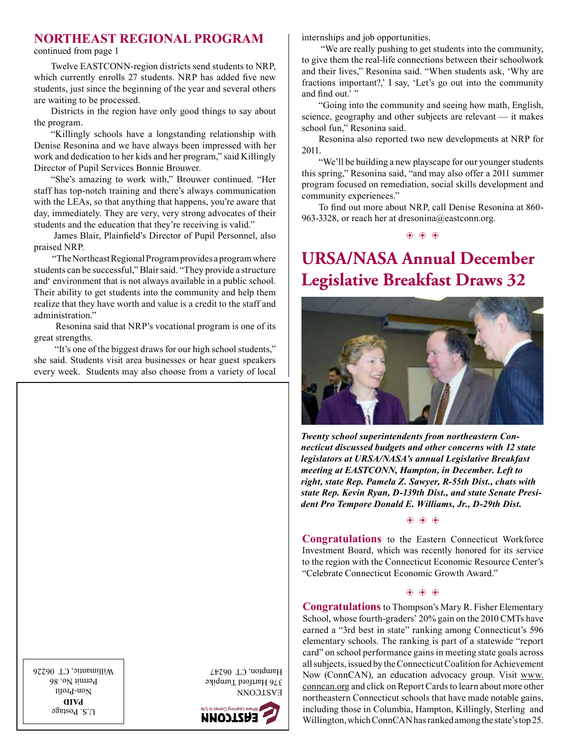## NORTHEAST REGIONAL PROGRAM

continued from page 1

Twelve EASTCONN-region districts send students to NRP, which currently enrolls 27 students. NRP has added five new students, just since the beginning of the year and several others are waiting to be processed.

Districts in the region have only good things to say about the program.

"Killingly schools have a longstanding relationship with Denise Resonina and we have always been impressed with her work and dedication to her kids and her program," said Killingly Director of Pupil Services Bonnie Brouwer.

"She's amazing to work with," Brouwer continued. "Her staff has top-notch training and there's always communication with the LEAs, so that anything that happens, you're aware that day, immediately. They are very, very strong advocates of their students and the education that they're receiving is valid."

James Blair, Plainfield's Director of Pupil Personnel, also praised NRP.

"The Northeast Regional Program provides a program where students can be successful," Blair said. "They provide a structure and' environment that is not always available in a public school. Their ability to get students into the community and help them realize that they have worth and value is a credit to the staff and administration."

Resonina said that NRP's vocational program is one of its great strengths.

"It's one of the biggest draws for our high school students," she said. Students visit area businesses or hear guest speakers every week. Students may also choose from a variety of local internships and job opportunities.

"We are really pushing to get students into the community, to give them the real-life connections between their schoolwork and their lives," Resonina said. "When students ask, 'Why are fractions important?,' I say, 'Let's go out into the community and find out.' "

"Going into the community and seeing how math, English, science, geography and other subjects are relevant — it makes school fun," Resonina said.

Resonina also reported two new developments at NRP for 2011.

"We'll be building a new playscape for our younger students this spring," Resonina said, "and may also offer a 2011 summer program focused on remediation, social skills development and community experiences."

To find out more about NRP, call Denise Resonina at 860-963-3328, or reach her at dresonina@eastconn.org.

## URSA/NASA Annual December Legislative Breakfast Draws 32

***Twenty school superintendents from northeastern Connecticut discussed budgets and other concerns with 12 state legislators at URSA/NASA's annual Legislative Breakfast meeting at EASTCONN, Hampton, in December. Left to right, state Rep. Pamela Z. Sawyer, R-55th Dist., chats with state Rep. Kevin Ryan, D-139th Dist., and state Senate President Pro Tempore Donald E. Williams, Jr., D-29th Dist.***

**Congratulations** to the Eastern Connecticut Workforce Investment Board, which was recently honored for its service to the region with the Connecticut Economic Resource Center's "Celebrate Connecticut Economic Growth Award."

**Congratulations** to Thompson's Mary R. Fisher Elementary School, whose fourth-graders' 20% gain on the 2010 CMTs have earned a "3rd best in state" ranking among Connecticut's 596 elementary schools. The ranking is part of a statewide "report card" on school performance gains in meeting state goals across all subjects, issued by the Connecticut Coalition for Achievement Now (ConnCAN), an education advocacy group. Visit www.conncan.org and click on Report Cards to learn about more other northeastern Connecticut schools that have made notable gains, including those in Columbia, Hampton, Killingly, Sterling and Willington, which ConnCAN has ranked among the state's top 25.

EASTCONN
Where Learning Comes to Life
376 Hartford Turnpike
Hampton, CT 06247

U.S. Postage
**PAID**
Non-Profit
Permit No. 86
Willimantic, CT 06226